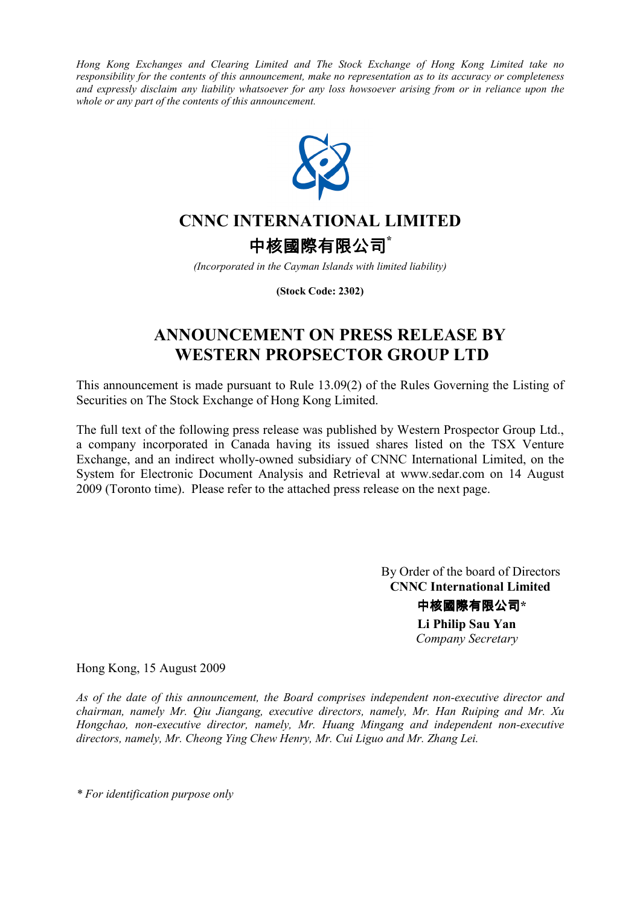*Hong Kong Exchanges and Clearing Limited and The Stock Exchange of Hong Kong Limited take no responsibility for the contents of this announcement, make no representation as to its accuracy or completeness and expressly disclaim any liability whatsoever for any loss howsoever arising from or in reliance upon the whole or any part of the contents of this announcement.*

# CNNC INTERNATIONAL LIMITED

# 中核國際有限公司*

*(Incorporated in the Cayman Islands with limited liability)*

**(Stock Code: 2302)**

## ANNOUNCEMENT ON PRESS RELEASE BY WESTERN PROPSECTOR GROUP LTD

This announcement is made pursuant to Rule 13.09(2) of the Rules Governing the Listing of Securities on The Stock Exchange of Hong Kong Limited.

The full text of the following press release was published by Western Prospector Group Ltd., a company incorporated in Canada having its issued shares listed on the TSX Venture Exchange, and an indirect wholly-owned subsidiary of CNNC International Limited, on the System for Electronic Document Analysis and Retrieval at www.sedar.com on 14 August 2009 (Toronto time). Please refer to the attached press release on the next page.

By Order of the board of Directors
**CNNC International Limited**
**中核國際有限公司***
**Li Philip Sau Yan**
*Company Secretary*

Hong Kong, 15 August 2009

*As of the date of this announcement, the Board comprises independent non-executive director and chairman, namely Mr. Qiu Jiangang, executive directors, namely, Mr. Han Ruiping and Mr. Xu Hongchao, non-executive director, namely, Mr. Huang Mingang and independent non-executive directors, namely, Mr. Cheong Ying Chew Henry, Mr. Cui Liguo and Mr. Zhang Lei.*

*\* For identification purpose only*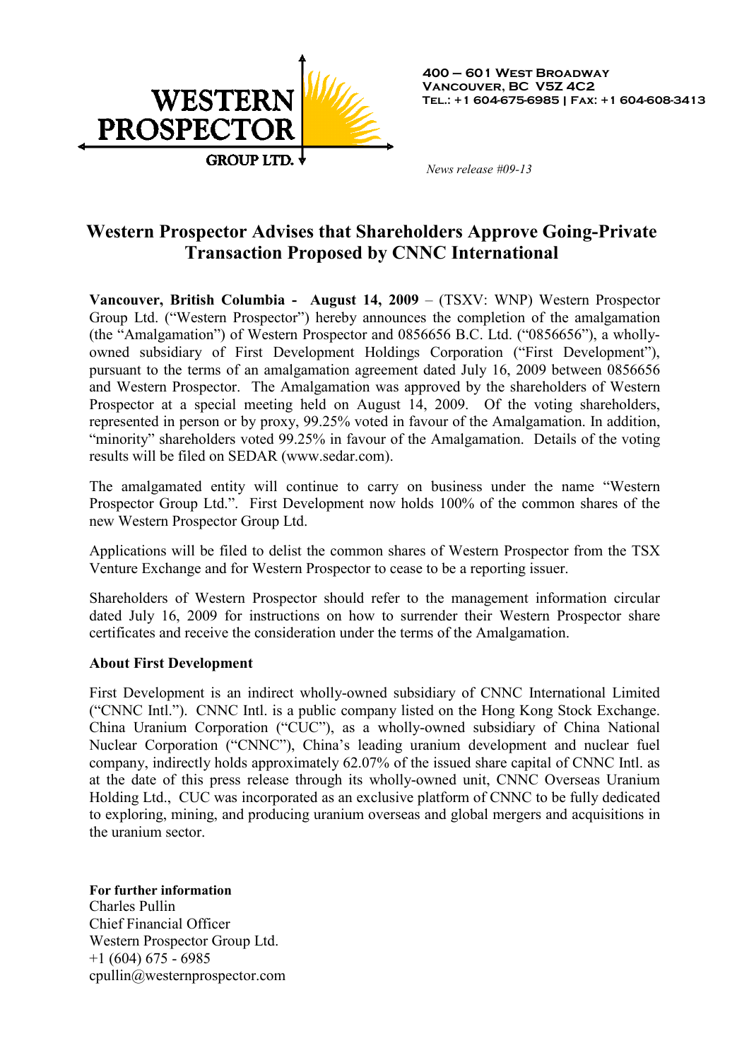**WESTERN PROSPECTOR GROUP LTD.**

400 – 601 WEST BROADWAY
VANCOUVER, BC V5Z 4C2
TEL.: +1 604-675-6985 | FAX: +1 604-608-3413

*News release #09-13*

# Western Prospector Advises that Shareholders Approve Going-Private Transaction Proposed by CNNC International

**Vancouver, British Columbia - August 14, 2009** – (TSXV: WNP) Western Prospector Group Ltd. ("Western Prospector") hereby announces the completion of the amalgamation (the "Amalgamation") of Western Prospector and 0856656 B.C. Ltd. ("0856656"), a wholly-owned subsidiary of First Development Holdings Corporation ("First Development"), pursuant to the terms of an amalgamation agreement dated July 16, 2009 between 0856656 and Western Prospector. The Amalgamation was approved by the shareholders of Western Prospector at a special meeting held on August 14, 2009. Of the voting shareholders, represented in person or by proxy, 99.25% voted in favour of the Amalgamation. In addition, "minority" shareholders voted 99.25% in favour of the Amalgamation. Details of the voting results will be filed on SEDAR (www.sedar.com).

The amalgamated entity will continue to carry on business under the name "Western Prospector Group Ltd.". First Development now holds 100% of the common shares of the new Western Prospector Group Ltd.

Applications will be filed to delist the common shares of Western Prospector from the TSX Venture Exchange and for Western Prospector to cease to be a reporting issuer.

Shareholders of Western Prospector should refer to the management information circular dated July 16, 2009 for instructions on how to surrender their Western Prospector share certificates and receive the consideration under the terms of the Amalgamation.

**About First Development**

First Development is an indirect wholly-owned subsidiary of CNNC International Limited ("CNNC Intl."). CNNC Intl. is a public company listed on the Hong Kong Stock Exchange. China Uranium Corporation ("CUC"), as a wholly-owned subsidiary of China National Nuclear Corporation ("CNNC"), China's leading uranium development and nuclear fuel company, indirectly holds approximately 62.07% of the issued share capital of CNNC Intl. as at the date of this press release through its wholly-owned unit, CNNC Overseas Uranium Holding Ltd., CUC was incorporated as an exclusive platform of CNNC to be fully dedicated to exploring, mining, and producing uranium overseas and global mergers and acquisitions in the uranium sector.

**For further information**
Charles Pullin
Chief Financial Officer
Western Prospector Group Ltd.
+1 (604) 675 - 6985
cpullin@westernprospector.com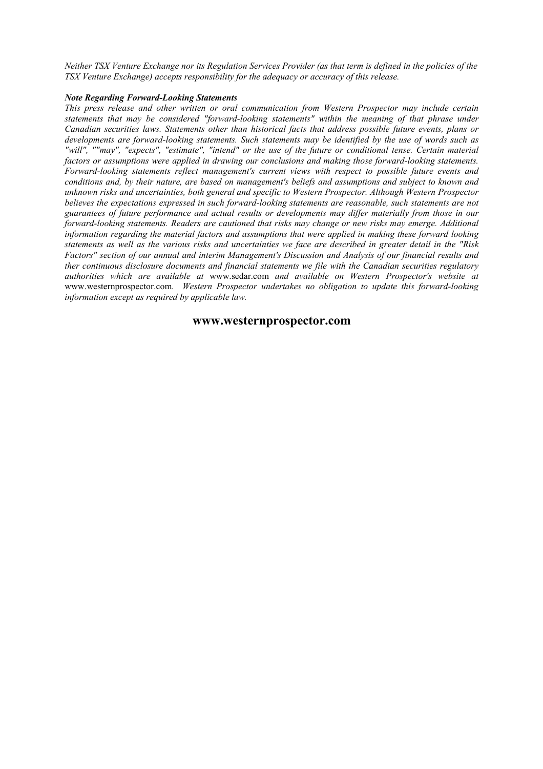*Neither TSX Venture Exchange nor its Regulation Services Provider (as that term is defined in the policies of the TSX Venture Exchange) accepts responsibility for the adequacy or accuracy of this release.*

***Note Regarding Forward-Looking Statements***

*This press release and other written or oral communication from Western Prospector may include certain statements that may be considered "forward-looking statements" within the meaning of that phrase under Canadian securities laws. Statements other than historical facts that address possible future events, plans or developments are forward-looking statements. Such statements may be identified by the use of words such as "will", ""may", "expects", "estimate", "intend" or the use of the future or conditional tense. Certain material factors or assumptions were applied in drawing our conclusions and making those forward-looking statements. Forward-looking statements reflect management's current views with respect to possible future events and conditions and, by their nature, are based on management's beliefs and assumptions and subject to known and unknown risks and uncertainties, both general and specific to Western Prospector. Although Western Prospector believes the expectations expressed in such forward-looking statements are reasonable, such statements are not guarantees of future performance and actual results or developments may differ materially from those in our forward-looking statements. Readers are cautioned that risks may change or new risks may emerge. Additional information regarding the material factors and assumptions that were applied in making these forward looking statements as well as the various risks and uncertainties we face are described in greater detail in the "Risk Factors" section of our annual and interim Management's Discussion and Analysis of our financial results and ther continuous disclosure documents and financial statements we file with the Canadian securities regulatory authorities which are available at* www.sedar.com *and available on Western Prospector's website at* www.westernprospector.com*. Western Prospector undertakes no obligation to update this forward-looking information except as required by applicable law.*

**www.westernprospector.com**